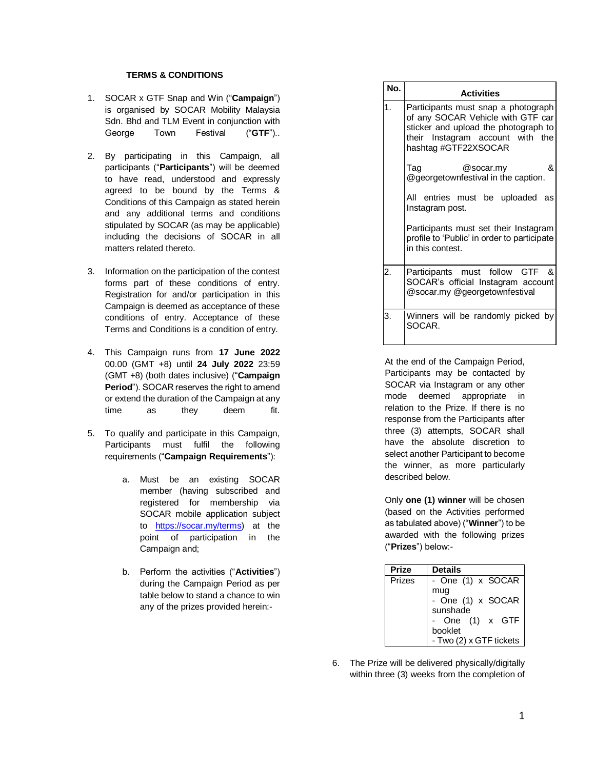**TERMS & CONDITIONS**

1. SOCAR x GTF Snap and Win ("**Campaign**") is organised by SOCAR Mobility Malaysia Sdn. Bhd and TLM Event in conjunction with George Town Festival ("**GTF**")..

2. By participating in this Campaign, all participants ("**Participants**") will be deemed to have read, understood and expressly agreed to be bound by the Terms & Conditions of this Campaign as stated herein and any additional terms and conditions stipulated by SOCAR (as may be applicable) including the decisions of SOCAR in all matters related thereto.

3. Information on the participation of the contest forms part of these conditions of entry. Registration for and/or participation in this Campaign is deemed as acceptance of these conditions of entry. Acceptance of these Terms and Conditions is a condition of entry.

4. This Campaign runs from **17 June 2022** 00.00 (GMT +8) until **24 July 2022** 23:59 (GMT +8) (both dates inclusive) ("**Campaign Period**"). SOCAR reserves the right to amend or extend the duration of the Campaign at any time as they deem fit.

5. To qualify and participate in this Campaign, Participants must fulfil the following requirements ("**Campaign Requirements**"):

   a. Must be an existing SOCAR member (having subscribed and registered for membership via SOCAR mobile application subject to [https://socar.my/terms](https://socar.my/terms)) at the point of participation in the Campaign and;

   b. Perform the activities ("**Activities**") during the Campaign Period as per table below to stand a chance to win any of the prizes provided herein:-

| No. | Activities |
| --- | --- |
| 1. | Participants must snap a photograph of any SOCAR Vehicle with GTF car sticker and upload the photograph to their Instagram account with the hashtag #GTF22XSOCAR<br><br>Tag @socar.my & @georgetownfestival in the caption.<br><br>All entries must be uploaded as Instagram post.<br><br>Participants must set their Instagram profile to 'Public' in order to participate in this contest. |
| 2. | Participants must follow GTF & SOCAR's official Instagram account @socar.my @georgetownfestival |
| 3. | Winners will be randomly picked by SOCAR. |

At the end of the Campaign Period, Participants may be contacted by SOCAR via Instagram or any other mode deemed appropriate in relation to the Prize. If there is no response from the Participants after three (3) attempts, SOCAR shall have the absolute discretion to select another Participant to become the winner, as more particularly described below.

Only **one (1) winner** will be chosen (based on the Activities performed as tabulated above) ("**Winner**") to be awarded with the following prizes ("**Prizes**") below:-

| Prize | Details |
| --- | --- |
| Prizes | - One (1) x SOCAR mug<br>- One (1) x SOCAR sunshade<br>- One (1) x GTF booklet<br>- Two (2) x GTF tickets |

6. The Prize will be delivered physically/digitally within three (3) weeks from the completion of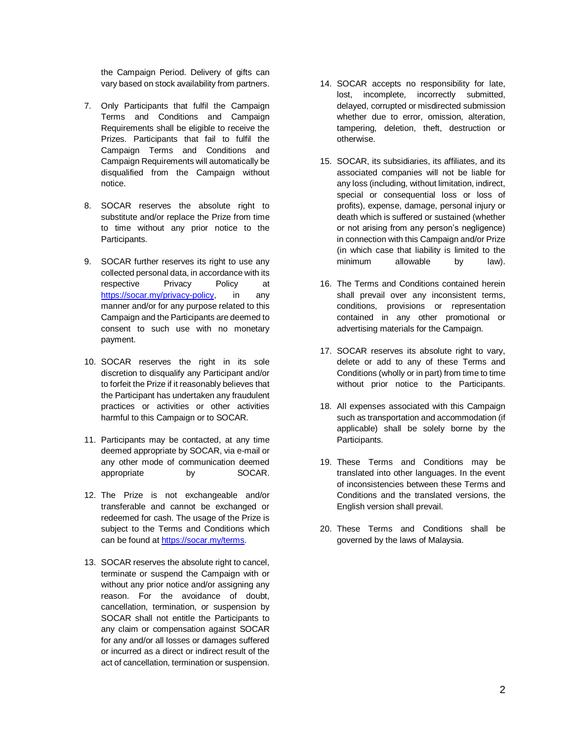the Campaign Period. Delivery of gifts can vary based on stock availability from partners.

7. Only Participants that fulfil the Campaign Terms and Conditions and Campaign Requirements shall be eligible to receive the Prizes. Participants that fail to fulfil the Campaign Terms and Conditions and Campaign Requirements will automatically be disqualified from the Campaign without notice.

8. SOCAR reserves the absolute right to substitute and/or replace the Prize from time to time without any prior notice to the Participants.

9. SOCAR further reserves its right to use any collected personal data, in accordance with its respective Privacy Policy at https://socar.my/privacy-policy, in any manner and/or for any purpose related to this Campaign and the Participants are deemed to consent to such use with no monetary payment.

10. SOCAR reserves the right in its sole discretion to disqualify any Participant and/or to forfeit the Prize if it reasonably believes that the Participant has undertaken any fraudulent practices or activities or other activities harmful to this Campaign or to SOCAR.

11. Participants may be contacted, at any time deemed appropriate by SOCAR, via e-mail or any other mode of communication deemed appropriate by SOCAR.

12. The Prize is not exchangeable and/or transferable and cannot be exchanged or redeemed for cash. The usage of the Prize is subject to the Terms and Conditions which can be found at https://socar.my/terms.

13. SOCAR reserves the absolute right to cancel, terminate or suspend the Campaign with or without any prior notice and/or assigning any reason. For the avoidance of doubt, cancellation, termination, or suspension by SOCAR shall not entitle the Participants to any claim or compensation against SOCAR for any and/or all losses or damages suffered or incurred as a direct or indirect result of the act of cancellation, termination or suspension.

14. SOCAR accepts no responsibility for late, lost, incomplete, incorrectly submitted, delayed, corrupted or misdirected submission whether due to error, omission, alteration, tampering, deletion, theft, destruction or otherwise.

15. SOCAR, its subsidiaries, its affiliates, and its associated companies will not be liable for any loss (including, without limitation, indirect, special or consequential loss or loss of profits), expense, damage, personal injury or death which is suffered or sustained (whether or not arising from any person's negligence) in connection with this Campaign and/or Prize (in which case that liability is limited to the minimum allowable by law).

16. The Terms and Conditions contained herein shall prevail over any inconsistent terms, conditions, provisions or representation contained in any other promotional or advertising materials for the Campaign.

17. SOCAR reserves its absolute right to vary, delete or add to any of these Terms and Conditions (wholly or in part) from time to time without prior notice to the Participants.

18. All expenses associated with this Campaign such as transportation and accommodation (if applicable) shall be solely borne by the Participants.

19. These Terms and Conditions may be translated into other languages. In the event of inconsistencies between these Terms and Conditions and the translated versions, the English version shall prevail.

20. These Terms and Conditions shall be governed by the laws of Malaysia.